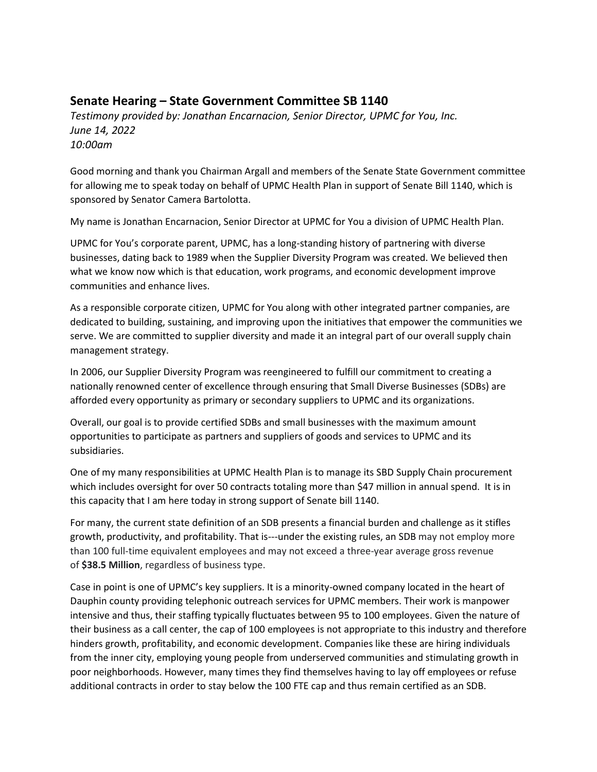## Senate Hearing – State Government Committee SB 1140

*Testimony provided by: Jonathan Encarnacion, Senior Director, UPMC for You, Inc.*
*June 14, 2022*
*10:00am*

Good morning and thank you Chairman Argall and members of the Senate State Government committee for allowing me to speak today on behalf of UPMC Health Plan in support of Senate Bill 1140, which is sponsored by Senator Camera Bartolotta.

My name is Jonathan Encarnacion, Senior Director at UPMC for You a division of UPMC Health Plan.

UPMC for You's corporate parent, UPMC, has a long-standing history of partnering with diverse businesses, dating back to 1989 when the Supplier Diversity Program was created. We believed then what we know now which is that education, work programs, and economic development improve communities and enhance lives.

As a responsible corporate citizen, UPMC for You along with other integrated partner companies, are dedicated to building, sustaining, and improving upon the initiatives that empower the communities we serve. We are committed to supplier diversity and made it an integral part of our overall supply chain management strategy.

In 2006, our Supplier Diversity Program was reengineered to fulfill our commitment to creating a nationally renowned center of excellence through ensuring that Small Diverse Businesses (SDBs) are afforded every opportunity as primary or secondary suppliers to UPMC and its organizations.

Overall, our goal is to provide certified SDBs and small businesses with the maximum amount opportunities to participate as partners and suppliers of goods and services to UPMC and its subsidiaries.

One of my many responsibilities at UPMC Health Plan is to manage its SBD Supply Chain procurement which includes oversight for over 50 contracts totaling more than $47 million in annual spend. It is in this capacity that I am here today in strong support of Senate bill 1140.

For many, the current state definition of an SDB presents a financial burden and challenge as it stifles growth, productivity, and profitability. That is---under the existing rules, an SDB may not employ more than 100 full-time equivalent employees and may not exceed a three-year average gross revenue of **$38.5 Million**, regardless of business type.

Case in point is one of UPMC's key suppliers. It is a minority-owned company located in the heart of Dauphin county providing telephonic outreach services for UPMC members. Their work is manpower intensive and thus, their staffing typically fluctuates between 95 to 100 employees. Given the nature of their business as a call center, the cap of 100 employees is not appropriate to this industry and therefore hinders growth, profitability, and economic development. Companies like these are hiring individuals from the inner city, employing young people from underserved communities and stimulating growth in poor neighborhoods. However, many times they find themselves having to lay off employees or refuse additional contracts in order to stay below the 100 FTE cap and thus remain certified as an SDB.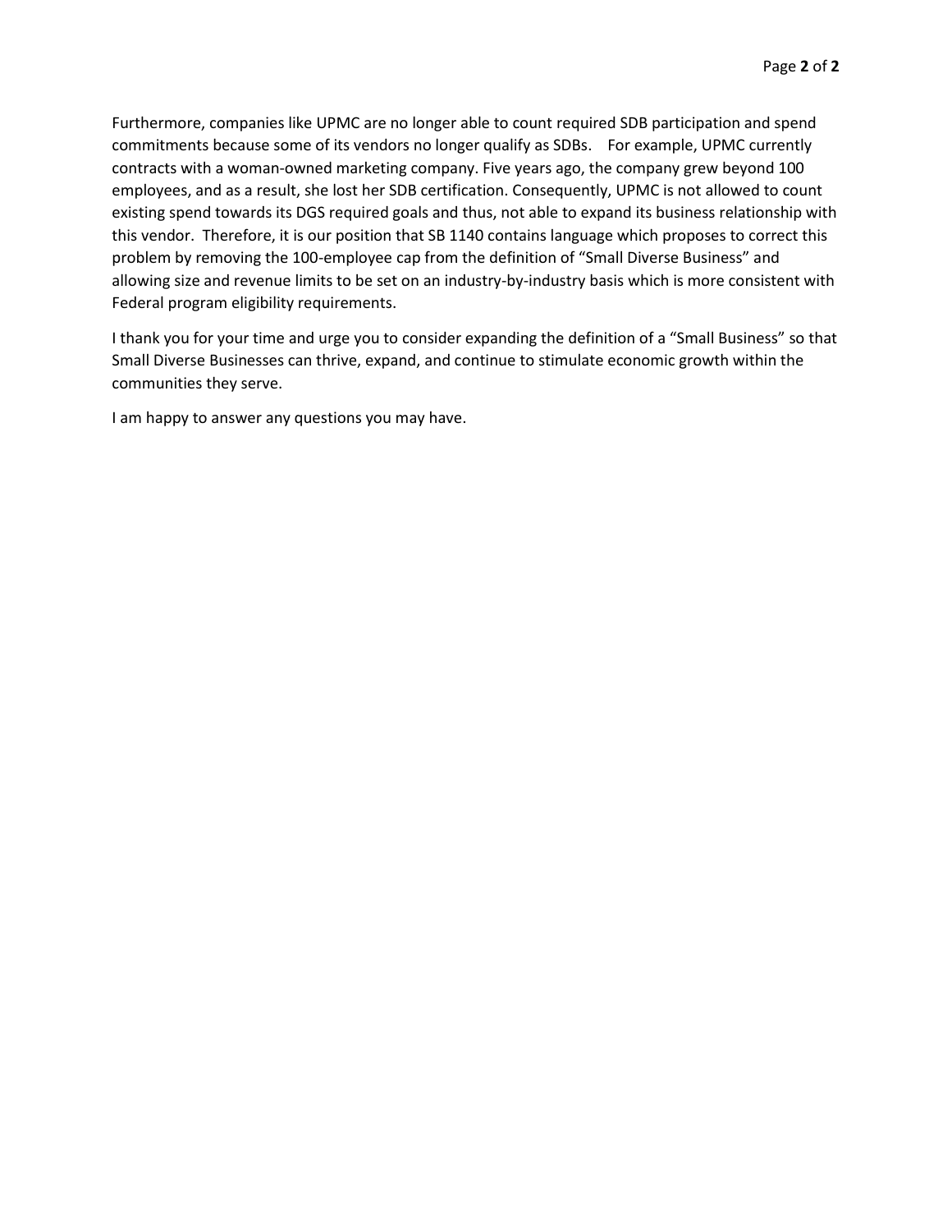Furthermore, companies like UPMC are no longer able to count required SDB participation and spend commitments because some of its vendors no longer qualify as SDBs. For example, UPMC currently contracts with a woman-owned marketing company. Five years ago, the company grew beyond 100 employees, and as a result, she lost her SDB certification. Consequently, UPMC is not allowed to count existing spend towards its DGS required goals and thus, not able to expand its business relationship with this vendor. Therefore, it is our position that SB 1140 contains language which proposes to correct this problem by removing the 100-employee cap from the definition of "Small Diverse Business" and allowing size and revenue limits to be set on an industry-by-industry basis which is more consistent with Federal program eligibility requirements.

I thank you for your time and urge you to consider expanding the definition of a "Small Business" so that Small Diverse Businesses can thrive, expand, and continue to stimulate economic growth within the communities they serve.

I am happy to answer any questions you may have.